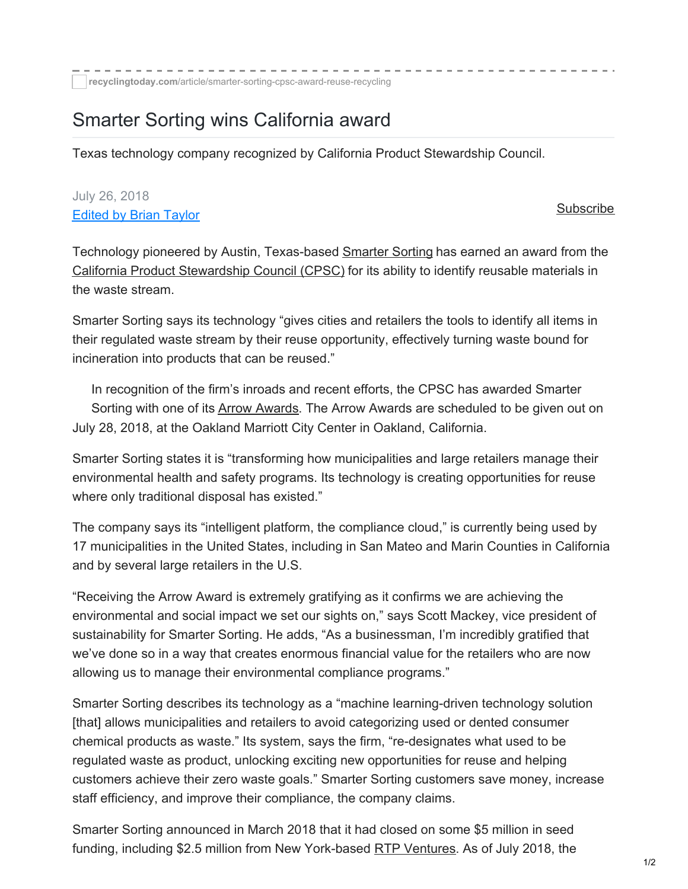recyclingtoday.com/article/smarter-sorting-cpsc-award-reuse-recycling

# Smarter Sorting wins California award

Texas technology company recognized by California Product Stewardship Council.

July 26, 2018
Edited by Brian Taylor

Subscribe

Technology pioneered by Austin, Texas-based Smarter Sorting has earned an award from the California Product Stewardship Council (CPSC) for its ability to identify reusable materials in the waste stream.

Smarter Sorting says its technology "gives cities and retailers the tools to identify all items in their regulated waste stream by their reuse opportunity, effectively turning waste bound for incineration into products that can be reused."

In recognition of the firm's inroads and recent efforts, the CPSC has awarded Smarter Sorting with one of its Arrow Awards. The Arrow Awards are scheduled to be given out on July 28, 2018, at the Oakland Marriott City Center in Oakland, California.

Smarter Sorting states it is "transforming how municipalities and large retailers manage their environmental health and safety programs. Its technology is creating opportunities for reuse where only traditional disposal has existed."

The company says its "intelligent platform, the compliance cloud," is currently being used by 17 municipalities in the United States, including in San Mateo and Marin Counties in California and by several large retailers in the U.S.

"Receiving the Arrow Award is extremely gratifying as it confirms we are achieving the environmental and social impact we set our sights on," says Scott Mackey, vice president of sustainability for Smarter Sorting. He adds, "As a businessman, I'm incredibly gratified that we've done so in a way that creates enormous financial value for the retailers who are now allowing us to manage their environmental compliance programs."

Smarter Sorting describes its technology as a "machine learning-driven technology solution [that] allows municipalities and retailers to avoid categorizing used or dented consumer chemical products as waste." Its system, says the firm, "re-designates what used to be regulated waste as product, unlocking exciting new opportunities for reuse and helping customers achieve their zero waste goals." Smarter Sorting customers save money, increase staff efficiency, and improve their compliance, the company claims.

Smarter Sorting announced in March 2018 that it had closed on some $5 million in seed funding, including $2.5 million from New York-based RTP Ventures. As of July 2018, the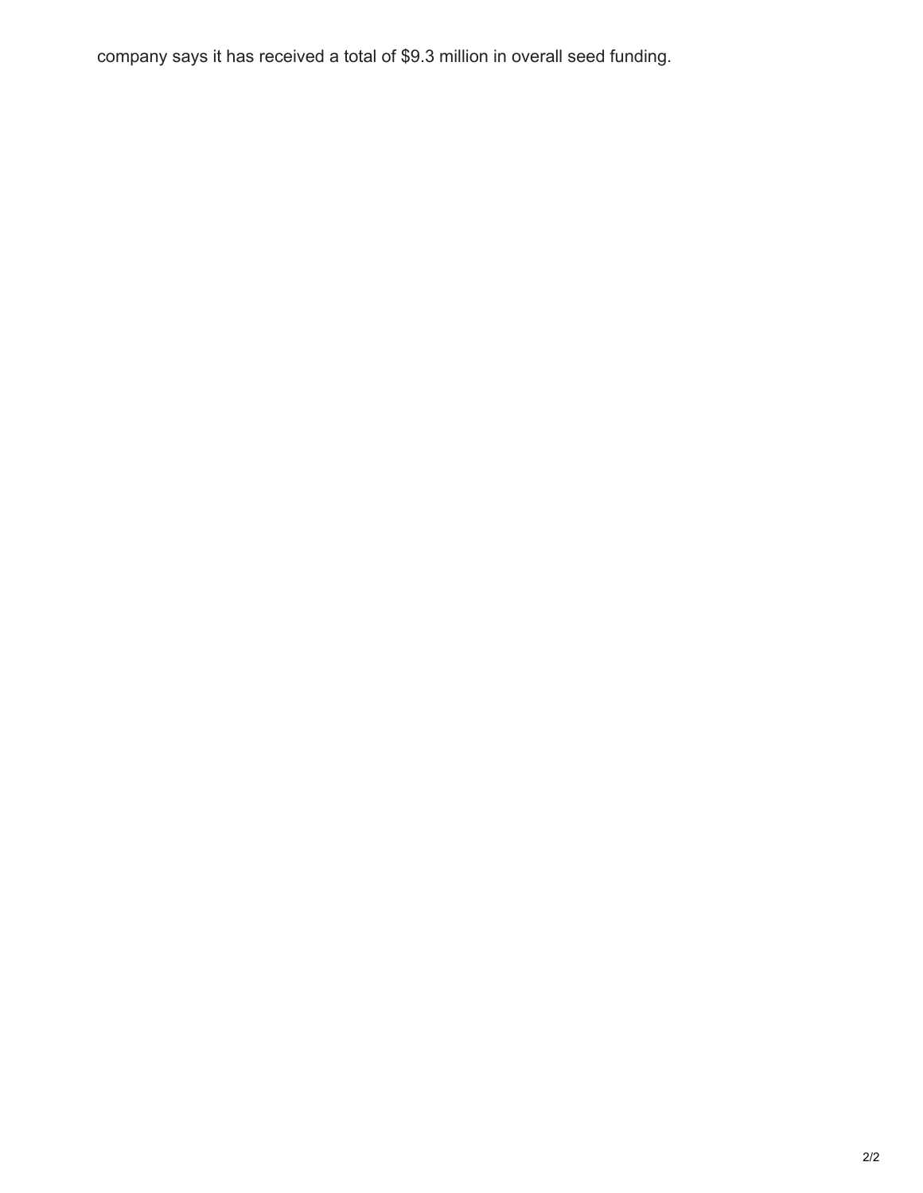company says it has received a total of $9.3 million in overall seed funding.